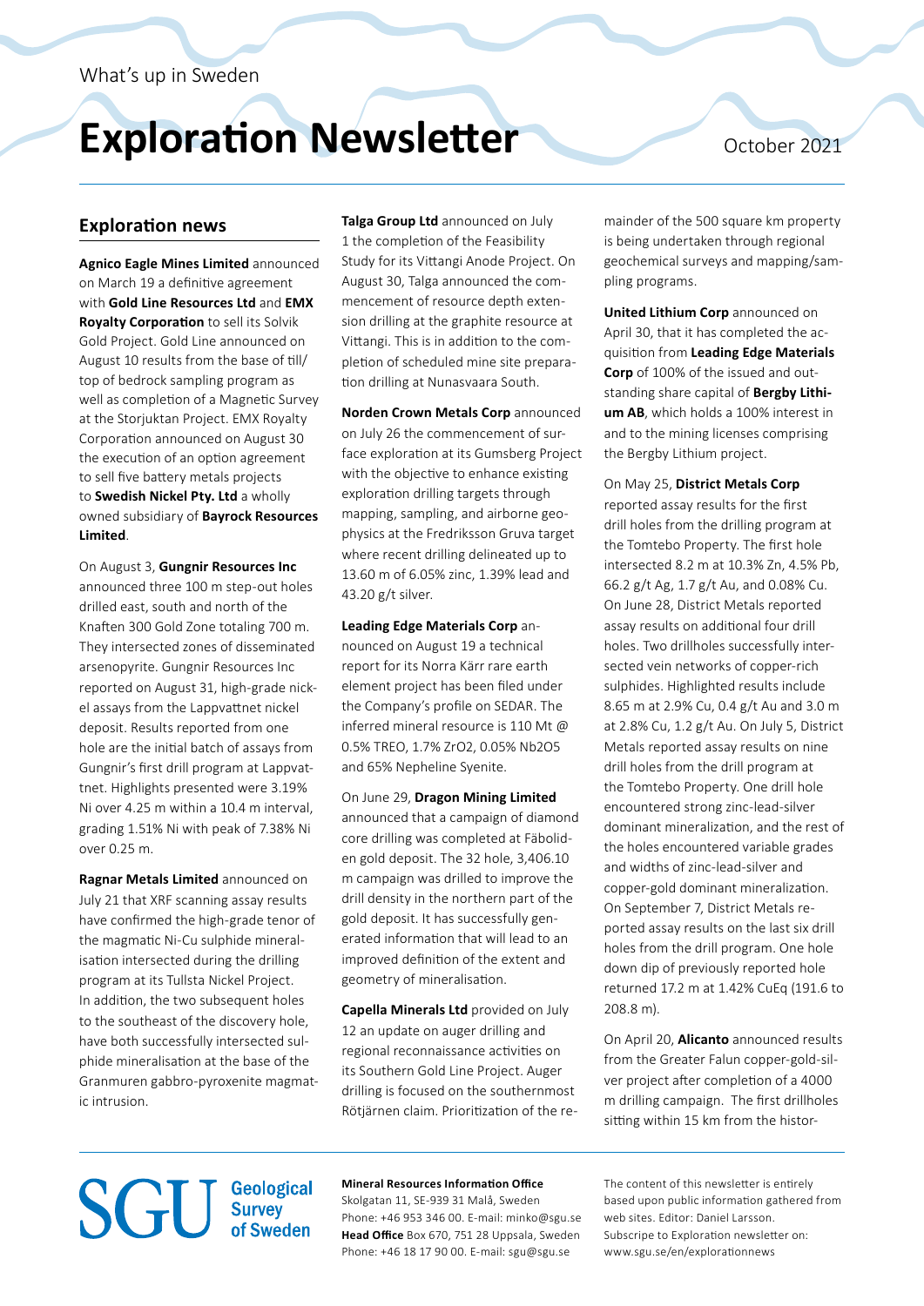What's up in Sweden

# Exploration Newsletter

October 2021

## Exploration news

**Agnico Eagle Mines Limited** announced on March 19 a definitive agreement with **Gold Line Resources Ltd** and **EMX Royalty Corporation** to sell its Solvik Gold Project. Gold Line announced on August 10 results from the base of till/top of bedrock sampling program as well as completion of a Magnetic Survey at the Storjuktan Project. EMX Royalty Corporation announced on August 30 the execution of an option agreement to sell five battery metals projects to **Swedish Nickel Pty. Ltd** a wholly owned subsidiary of **Bayrock Resources Limited**.

On August 3, **Gungnir Resources Inc** announced three 100 m step-out holes drilled east, south and north of the Knaften 300 Gold Zone totaling 700 m. They intersected zones of disseminated arsenopyrite. Gungnir Resources Inc reported on August 31, high-grade nickel assays from the Lappvattnet nickel deposit. Results reported from one hole are the initial batch of assays from Gungnir's first drill program at Lappvattnet. Highlights presented were 3.19% Ni over 4.25 m within a 10.4 m interval, grading 1.51% Ni with peak of 7.38% Ni over 0.25 m.

**Ragnar Metals Limited** announced on July 21 that XRF scanning assay results have confirmed the high-grade tenor of the magmatic Ni-Cu sulphide mineralisation intersected during the drilling program at its Tullsta Nickel Project. In addition, the two subsequent holes to the southeast of the discovery hole, have both successfully intersected sulphide mineralisation at the base of the Granmuren gabbro-pyroxenite magmatic intrusion.

**Talga Group Ltd** announced on July 1 the completion of the Feasibility Study for its Vittangi Anode Project. On August 30, Talga announced the commencement of resource depth extension drilling at the graphite resource at Vittangi. This is in addition to the completion of scheduled mine site preparation drilling at Nunasvaara South.

**Norden Crown Metals Corp** announced on July 26 the commencement of surface exploration at its Gumsberg Project with the objective to enhance existing exploration drilling targets through mapping, sampling, and airborne geophysics at the Fredriksson Gruva target where recent drilling delineated up to 13.60 m of 6.05% zinc, 1.39% lead and 43.20 g/t silver.

**Leading Edge Materials Corp** announced on August 19 a technical report for its Norra Kärr rare earth element project has been filed under the Company's profile on SEDAR. The inferred mineral resource is 110 Mt @ 0.5% TREO, 1.7% $ZrO_2$, 0.05% $Nb_2O_5$ and 65% Nepheline Syenite.

On June 29, **Dragon Mining Limited** announced that a campaign of diamond core drilling was completed at Fäboliden gold deposit. The 32 hole, 3,406.10 m campaign was drilled to improve the drill density in the northern part of the gold deposit. It has successfully generated information that will lead to an improved definition of the extent and geometry of mineralisation.

**Capella Minerals Ltd** provided on July 12 an update on auger drilling and regional reconnaissance activities on its Southern Gold Line Project. Auger drilling is focused on the southernmost Rötjärnen claim. Prioritization of the remainder of the 500 square km property is being undertaken through regional geochemical surveys and mapping/sampling programs.

**United Lithium Corp** announced on April 30, that it has completed the acquisition from **Leading Edge Materials Corp** of 100% of the issued and outstanding share capital of **Bergby Lithium AB**, which holds a 100% interest in and to the mining licenses comprising the Bergby Lithium project.

On May 25, **District Metals Corp** reported assay results for the first drill holes from the drilling program at the Tomtebo Property. The first hole intersected 8.2 m at 10.3% Zn, 4.5% Pb, 66.2 g/t Ag, 1.7 g/t Au, and 0.08% Cu. On June 28, District Metals reported assay results on additional four drill holes. Two drillholes successfully intersected vein networks of copper-rich sulphides. Highlighted results include 8.65 m at 2.9% Cu, 0.4 g/t Au and 3.0 m at 2.8% Cu, 1.2 g/t Au. On July 5, District Metals reported assay results on nine drill holes from the drill program at the Tomtebo Property. One drill hole encountered strong zinc-lead-silver dominant mineralization, and the rest of the holes encountered variable grades and widths of zinc-lead-silver and copper-gold dominant mineralization. On September 7, District Metals reported assay results on the last six drill holes from the drill program. One hole down dip of previously reported hole returned 17.2 m at 1.42% CuEq (191.6 to 208.8 m).

On April 20, **Alicanto** announced results from the Greater Falun copper-gold-silver project after completion of a 4000 m drilling campaign. The first drillholes sitting within 15 km from the histor-

SGU Geological Survey of Sweden

**Mineral Resources Information Office**
Skolgatan 11, SE-939 31 Malå, Sweden
Phone: +46 953 346 00. E-mail: minko@sgu.se
**Head Office** Box 670, 751 28 Uppsala, Sweden
Phone: +46 18 17 90 00. E-mail: sgu@sgu.se

The content of this newsletter is entirely based upon public information gathered from web sites. Editor: Daniel Larsson.
Subscripe to Exploration newsletter on: www.sgu.se/en/explorationnews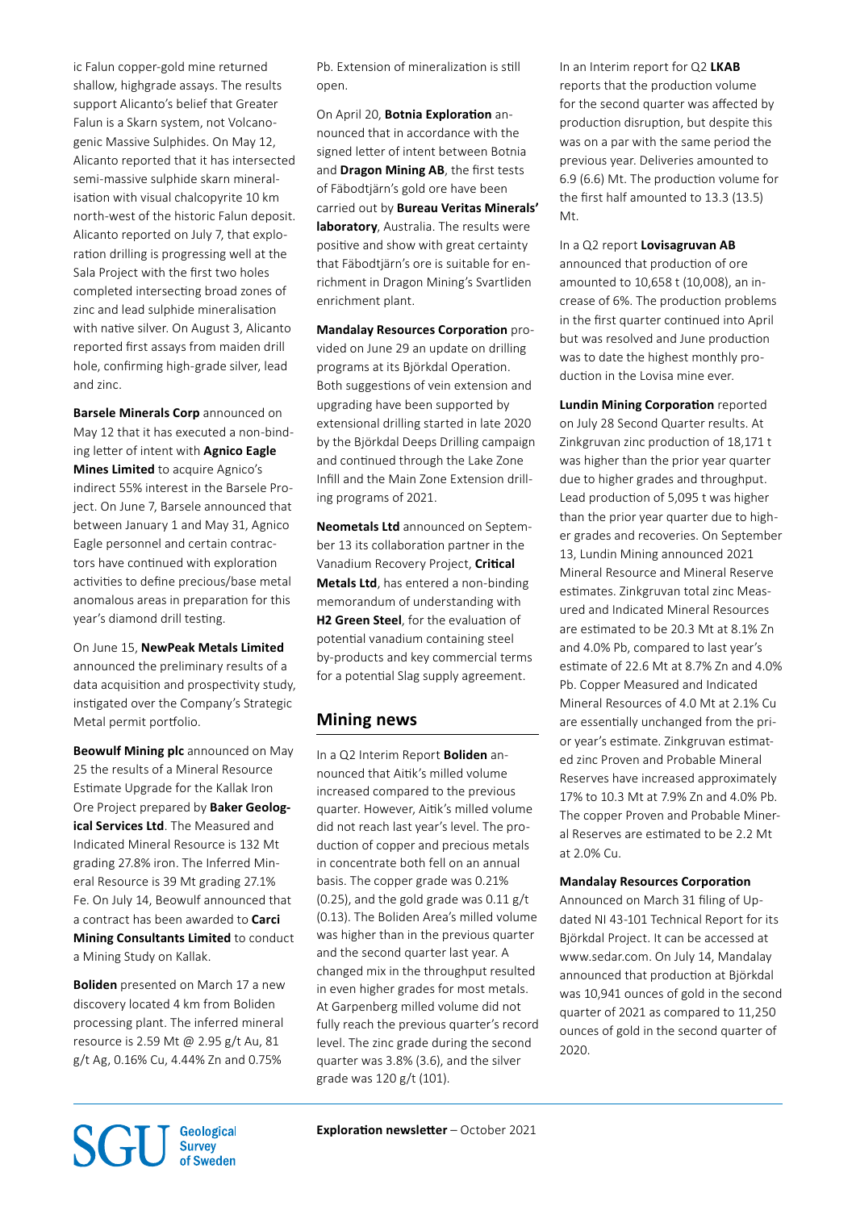ic Falun copper-gold mine returned shallow, highgrade assays. The results support Alicanto's belief that Greater Falun is a Skarn system, not Volcanogenic Massive Sulphides. On May 12, Alicanto reported that it has intersected semi-massive sulphide skarn mineralisation with visual chalcopyrite 10 km north-west of the historic Falun deposit. Alicanto reported on July 7, that exploration drilling is progressing well at the Sala Project with the first two holes completed intersecting broad zones of zinc and lead sulphide mineralisation with native silver. On August 3, Alicanto reported first assays from maiden drill hole, confirming high-grade silver, lead and zinc.

**Barsele Minerals Corp** announced on May 12 that it has executed a non-binding letter of intent with **Agnico Eagle Mines Limited** to acquire Agnico's indirect 55% interest in the Barsele Project. On June 7, Barsele announced that between January 1 and May 31, Agnico Eagle personnel and certain contractors have continued with exploration activities to define precious/base metal anomalous areas in preparation for this year's diamond drill testing.

On June 15, **NewPeak Metals Limited** announced the preliminary results of a data acquisition and prospectivity study, instigated over the Company's Strategic Metal permit portfolio.

**Beowulf Mining plc** announced on May 25 the results of a Mineral Resource Estimate Upgrade for the Kallak Iron Ore Project prepared by **Baker Geological Services Ltd**. The Measured and Indicated Mineral Resource is 132 Mt grading 27.8% iron. The Inferred Mineral Resource is 39 Mt grading 27.1% Fe. On July 14, Beowulf announced that a contract has been awarded to **Carci Mining Consultants Limited** to conduct a Mining Study on Kallak.

**Boliden** presented on March 17 a new discovery located 4 km from Boliden processing plant. The inferred mineral resource is 2.59 Mt @ 2.95 g/t Au, 81 g/t Ag, 0.16% Cu, 4.44% Zn and 0.75% Pb. Extension of mineralization is still open.

On April 20, **Botnia Exploration** announced that in accordance with the signed letter of intent between Botnia and **Dragon Mining AB**, the first tests of Fäbodtjärn's gold ore have been carried out by **Bureau Veritas Minerals' laboratory**, Australia. The results were positive and show with great certainty that Fäbodtjärn's ore is suitable for enrichment in Dragon Mining's Svartliden enrichment plant.

**Mandalay Resources Corporation** provided on June 29 an update on drilling programs at its Björkdal Operation. Both suggestions of vein extension and upgrading have been supported by extensional drilling started in late 2020 by the Björkdal Deeps Drilling campaign and continued through the Lake Zone Infill and the Main Zone Extension drilling programs of 2021.

**Neometals Ltd** announced on September 13 its collaboration partner in the Vanadium Recovery Project, **Critical Metals Ltd**, has entered a non-binding memorandum of understanding with **H2 Green Steel**, for the evaluation of potential vanadium containing steel by-products and key commercial terms for a potential Slag supply agreement.

## Mining news

In a Q2 Interim Report **Boliden** announced that Aitik's milled volume increased compared to the previous quarter. However, Aitik's milled volume did not reach last year's level. The production of copper and precious metals in concentrate both fell on an annual basis. The copper grade was 0.21% (0.25), and the gold grade was 0.11 g/t (0.13). The Boliden Area's milled volume was higher than in the previous quarter and the second quarter last year. A changed mix in the throughput resulted in even higher grades for most metals. At Garpenberg milled volume did not fully reach the previous quarter's record level. The zinc grade during the second quarter was 3.8% (3.6), and the silver grade was 120 g/t (101).

In an Interim report for Q2 **LKAB** reports that the production volume for the second quarter was affected by production disruption, but despite this was on a par with the same period the previous year. Deliveries amounted to 6.9 (6.6) Mt. The production volume for the first half amounted to 13.3 (13.5) Mt.

In a Q2 report **Lovisagruvan AB** announced that production of ore amounted to 10,658 t (10,008), an increase of 6%. The production problems in the first quarter continued into April but was resolved and June production was to date the highest monthly production in the Lovisa mine ever.

**Lundin Mining Corporation** reported on July 28 Second Quarter results. At Zinkgruvan zinc production of 18,171 t was higher than the prior year quarter due to higher grades and throughput. Lead production of 5,095 t was higher than the prior year quarter due to higher grades and recoveries. On September 13, Lundin Mining announced 2021 Mineral Resource and Mineral Reserve estimates. Zinkgruvan total zinc Measured and Indicated Mineral Resources are estimated to be 20.3 Mt at 8.1% Zn and 4.0% Pb, compared to last year's estimate of 22.6 Mt at 8.7% Zn and 4.0% Pb. Copper Measured and Indicated Mineral Resources of 4.0 Mt at 2.1% Cu are essentially unchanged from the prior year's estimate. Zinkgruvan estimated zinc Proven and Probable Mineral Reserves have increased approximately 17% to 10.3 Mt at 7.9% Zn and 4.0% Pb. The copper Proven and Probable Mineral Reserves are estimated to be 2.2 Mt at 2.0% Cu.

**Mandalay Resources Corporation**

Announced on March 31 filing of Updated NI 43-101 Technical Report for its Björkdal Project. It can be accessed at www.sedar.com. On July 14, Mandalay announced that production at Björkdal was 10,941 ounces of gold in the second quarter of 2021 as compared to 11,250 ounces of gold in the second quarter of 2020.